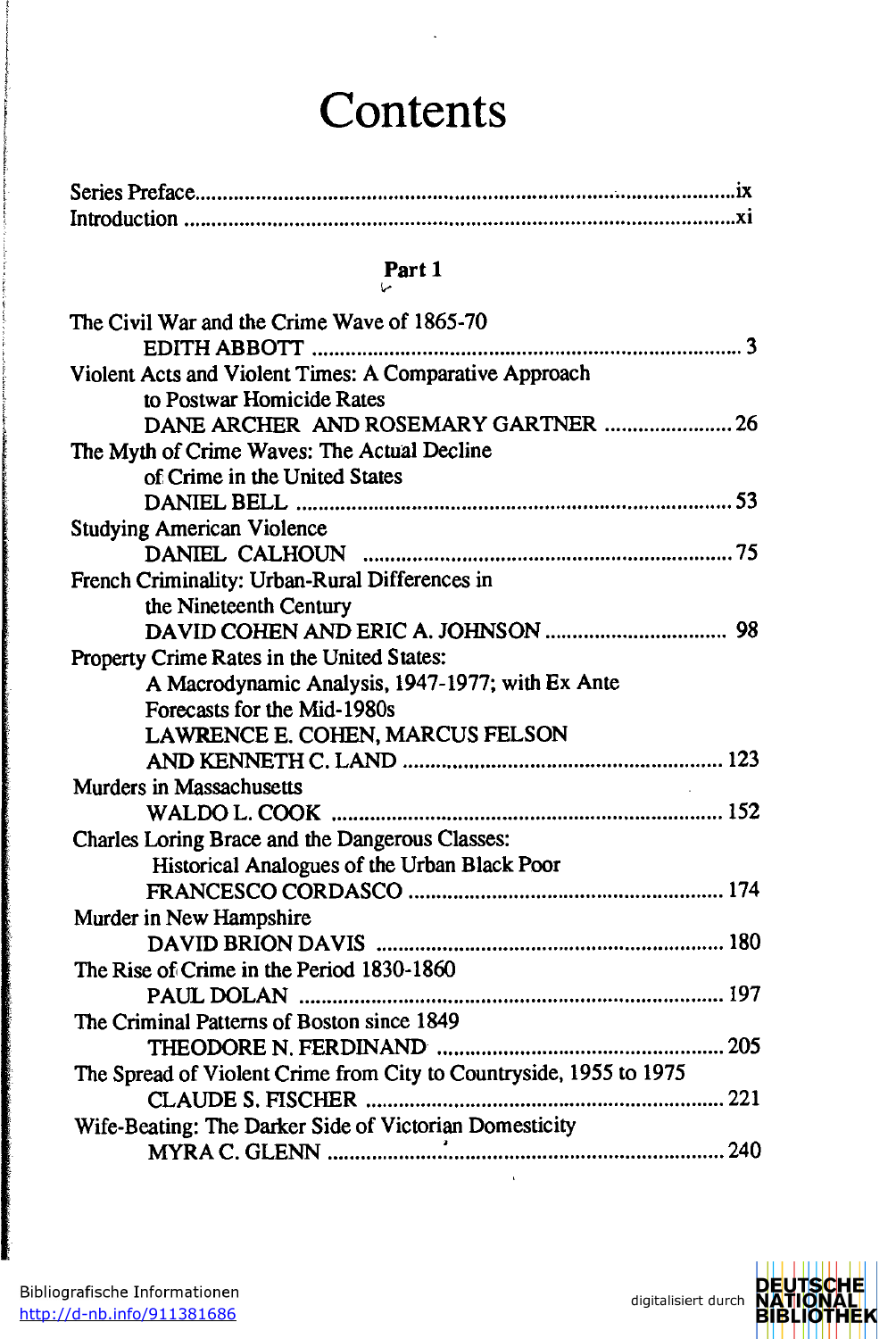# Contents

Series Preface.....ix
Introduction.....xi

## Part 1

The Civil War and the Crime Wave of 1865-70
EDITH ABBOTT.....3

Violent Acts and Violent Times: A Comparative Approach to Postwar Homicide Rates
DANE ARCHER AND ROSEMARY GARTNER.....26

The Myth of Crime Waves: The Actual Decline of Crime in the United States
DANIEL BELL.....53

Studying American Violence
DANIEL CALHOUN.....75

French Criminality: Urban-Rural Differences in the Nineteenth Century
DAVID COHEN AND ERIC A. JOHNSON.....98

Property Crime Rates in the United States: A Macrodynamic Analysis, 1947-1977; with Ex Ante Forecasts for the Mid-1980s
LAWRENCE E. COHEN, MARCUS FELSON AND KENNETH C. LAND.....123

Murders in Massachusetts
WALDO L. COOK.....152

Charles Loring Brace and the Dangerous Classes: Historical Analogues of the Urban Black Poor
FRANCESCO CORDASCO.....174

Murder in New Hampshire
DAVID BRION DAVIS.....180

The Rise of Crime in the Period 1830-1860
PAUL DOLAN.....197

The Criminal Patterns of Boston since 1849
THEODORE N. FERDINAND.....205

The Spread of Violent Crime from City to Countryside, 1955 to 1975
CLAUDE S. FISCHER.....221

Wife-Beating: The Darker Side of Victorian Domesticity
MYRA C. GLENN.....240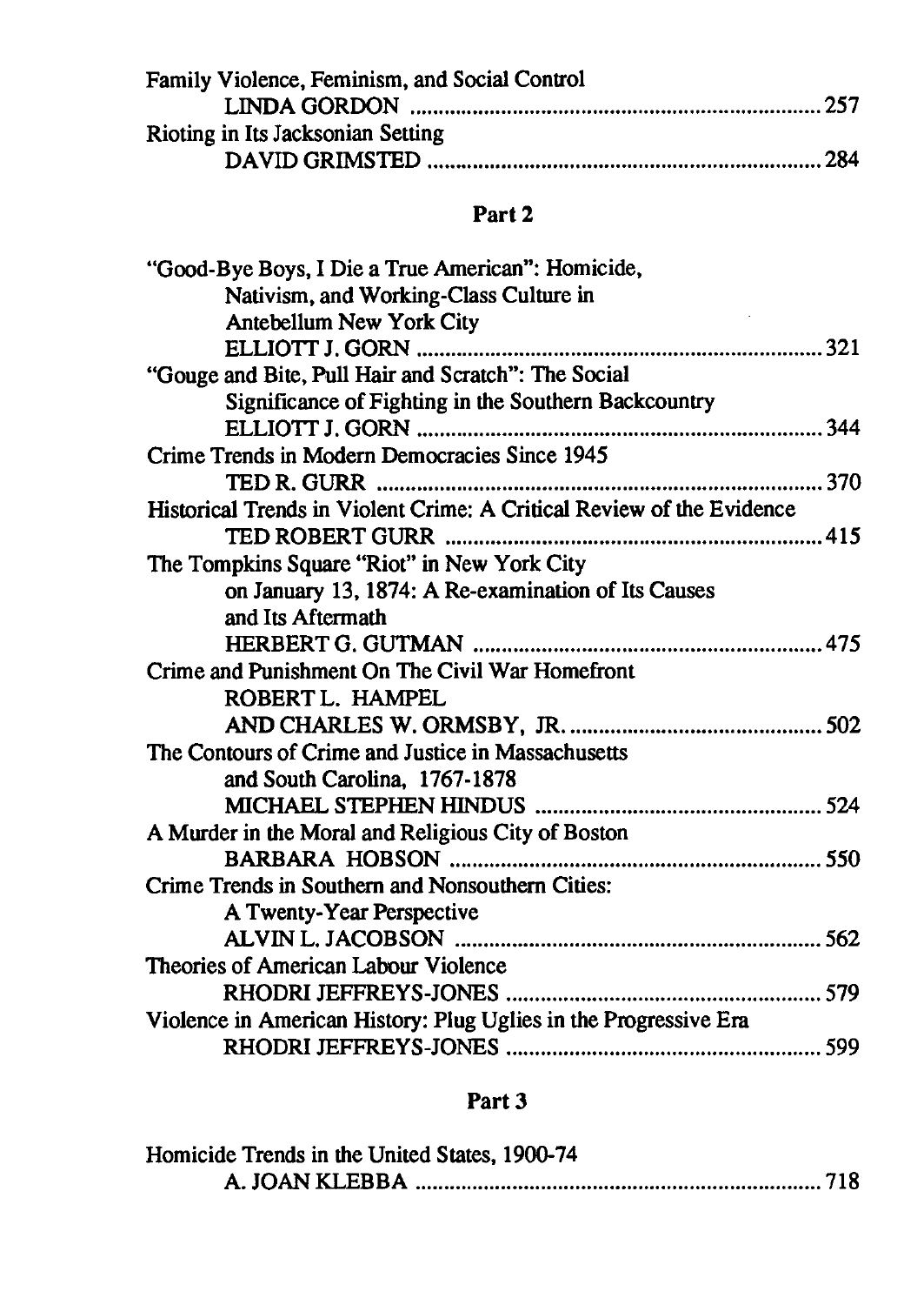Family Violence, Feminism, and Social Control
LINDA GORDON ........................................................................ 257

Rioting in Its Jacksonian Setting
DAVID GRIMSTED .................................................................... 284

## Part 2

"Good-Bye Boys, I Die a True American": Homicide, Nativism, and Working-Class Culture in Antebellum New York City
ELLIOTT J. GORN ...................................................................... 321

"Gouge and Bite, Pull Hair and Scratch": The Social Significance of Fighting in the Southern Backcountry
ELLIOTT J. GORN ...................................................................... 344

Crime Trends in Modern Democracies Since 1945
TED R. GURR ............................................................................. 370

Historical Trends in Violent Crime: A Critical Review of the Evidence
TED ROBERT GURR .................................................................. 415

The Tompkins Square "Riot" in New York City on January 13, 1874: A Re-examination of Its Causes and Its Aftermath
HERBERT G. GUTMAN ............................................................. 475

Crime and Punishment On The Civil War Homefront
ROBERT L. HAMPEL AND CHARLES W. ORMSBY, JR. ............................................ 502

The Contours of Crime and Justice in Massachusetts and South Carolina, 1767-1878
MICHAEL STEPHEN HINDUS .................................................. 524

A Murder in the Moral and Religious City of Boston
BARBARA HOBSON ................................................................. 550

Crime Trends in Southern and Nonsouthern Cities: A Twenty-Year Perspective
ALVIN L. JACOBSON ................................................................ 562

Theories of American Labour Violence
RHODRI JEFFREYS-JONES ....................................................... 579

Violence in American History: Plug Uglies in the Progressive Era
RHODRI JEFFREYS-JONES ....................................................... 599

## Part 3

Homicide Trends in the United States, 1900-74
A. JOAN KLEBBA ...................................................................... 718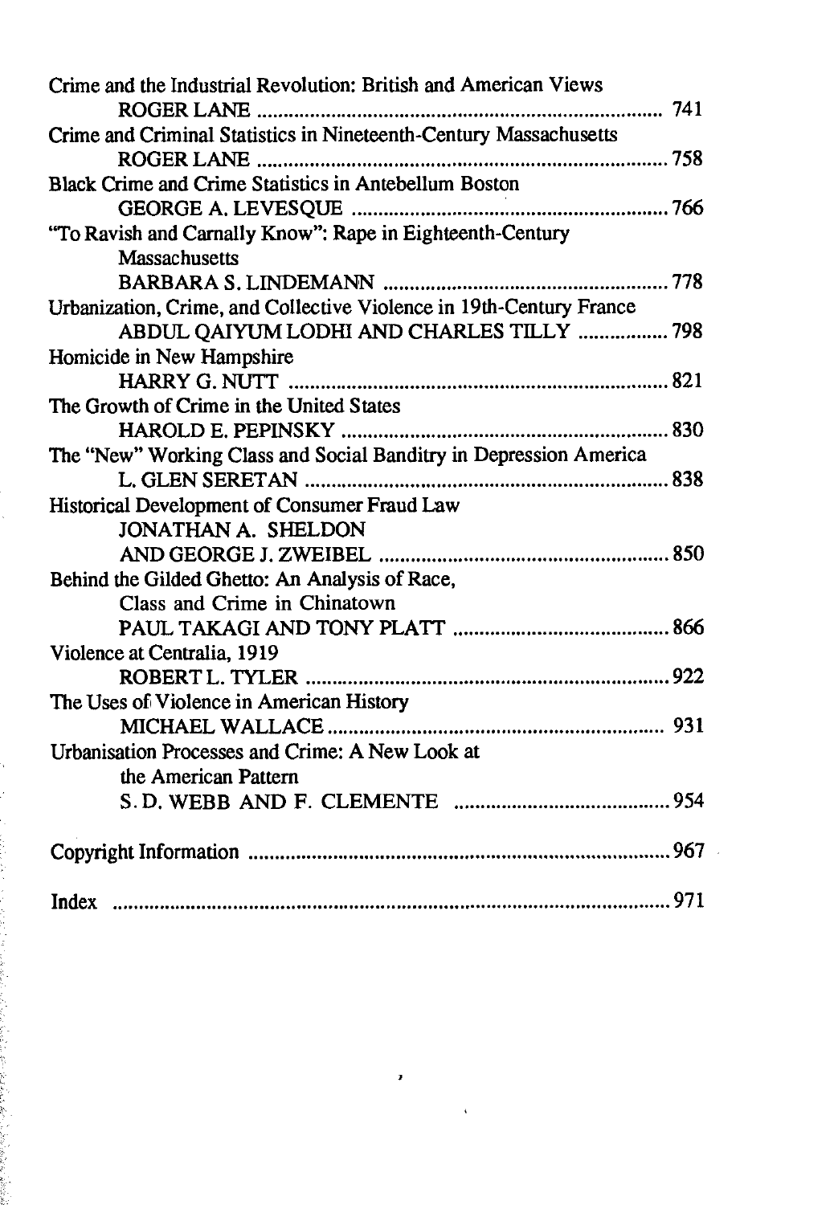Crime and the Industrial Revolution: British and American Views
ROGER LANE ... 741

Crime and Criminal Statistics in Nineteenth-Century Massachusetts
ROGER LANE ... 758

Black Crime and Crime Statistics in Antebellum Boston
GEORGE A. LEVESQUE ... 766

"To Ravish and Carnally Know": Rape in Eighteenth-Century Massachusetts
BARBARA S. LINDEMANN ... 778

Urbanization, Crime, and Collective Violence in 19th-Century France
ABDUL QAIYUM LODHI AND CHARLES TILLY ... 798

Homicide in New Hampshire
HARRY G. NUTT ... 821

The Growth of Crime in the United States
HAROLD E. PEPINSKY ... 830

The "New" Working Class and Social Banditry in Depression America
L. GLEN SERETAN ... 838

Historical Development of Consumer Fraud Law
JONATHAN A. SHELDON AND GEORGE J. ZWEIBEL ... 850

Behind the Gilded Ghetto: An Analysis of Race, Class and Crime in Chinatown
PAUL TAKAGI AND TONY PLATT ... 866

Violence at Centralia, 1919
ROBERT L. TYLER ... 922

The Uses of Violence in American History
MICHAEL WALLACE ... 931

Urbanisation Processes and Crime: A New Look at the American Pattern
S. D. WEBB AND F. CLEMENTE ... 954

Copyright Information ... 967

Index ... 971